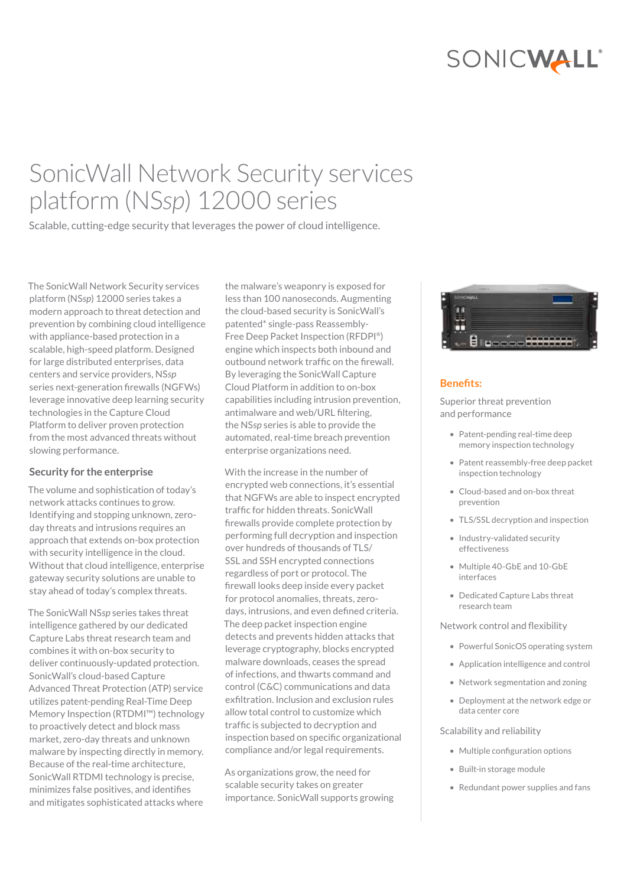# SonicWall Network Security services platform (NS*sp*) 12000 series

Scalable, cutting-edge security that leverages the power of cloud intelligence.

The SonicWall Network Security services platform (NS*sp*) 12000 series takes a modern approach to threat detection and prevention by combining cloud intelligence with appliance-based protection in a scalable, high-speed platform. Designed for large distributed enterprises, data centers and service providers, NS*sp* series next-generation firewalls (NGFWs) leverage innovative deep learning security technologies in the Capture Cloud Platform to deliver proven protection from the most advanced threats without slowing performance.

## Security for the enterprise

The volume and sophistication of today's network attacks continues to grow. Identifying and stopping unknown, zero-day threats and intrusions requires an approach that extends on-box protection with security intelligence in the cloud. Without that cloud intelligence, enterprise gateway security solutions are unable to stay ahead of today's complex threats.

The SonicWall NS*sp* series takes threat intelligence gathered by our dedicated Capture Labs threat research team and combines it with on-box security to deliver continuously-updated protection. SonicWall's cloud-based Capture Advanced Threat Protection (ATP) service utilizes patent-pending Real-Time Deep Memory Inspection (RTDMI™) technology to proactively detect and block mass market, zero-day threats and unknown malware by inspecting directly in memory. Because of the real-time architecture, SonicWall RTDMI technology is precise, minimizes false positives, and identifies and mitigates sophisticated attacks where the malware's weaponry is exposed for less than 100 nanoseconds. Augmenting the cloud-based security is SonicWall's patented* single-pass Reassembly-Free Deep Packet Inspection (RFDPI®) engine which inspects both inbound and outbound network traffic on the firewall. By leveraging the SonicWall Capture Cloud Platform in addition to on-box capabilities including intrusion prevention, antimalware and web/URL filtering, the NS*sp* series is able to provide the automated, real-time breach prevention enterprise organizations need.

With the increase in the number of encrypted web connections, it's essential that NGFWs are able to inspect encrypted traffic for hidden threats. SonicWall firewalls provide complete protection by performing full decryption and inspection over hundreds of thousands of TLS/SSL and SSH encrypted connections regardless of port or protocol. The firewall looks deep inside every packet for protocol anomalies, threats, zero-days, intrusions, and even defined criteria. The deep packet inspection engine detects and prevents hidden attacks that leverage cryptography, blocks encrypted malware downloads, ceases the spread of infections, and thwarts command and control (C&C) communications and data exfiltration. Inclusion and exclusion rules allow total control to customize which traffic is subjected to decryption and inspection based on specific organizational compliance and/or legal requirements.

As organizations grow, the need for scalable security takes on greater importance. SonicWall supports growing

## Benefits:

Superior threat prevention and performance

- Patent-pending real-time deep memory inspection technology
- Patent reassembly-free deep packet inspection technology
- Cloud-based and on-box threat prevention
- TLS/SSL decryption and inspection
- Industry-validated security effectiveness
- Multiple 40-GbE and 10-GbE interfaces
- Dedicated Capture Labs threat research team

Network control and flexibility

- Powerful SonicOS operating system
- Application intelligence and control
- Network segmentation and zoning
- Deployment at the network edge or data center core

Scalability and reliability

- Multiple configuration options
- Built-in storage module
- Redundant power supplies and fans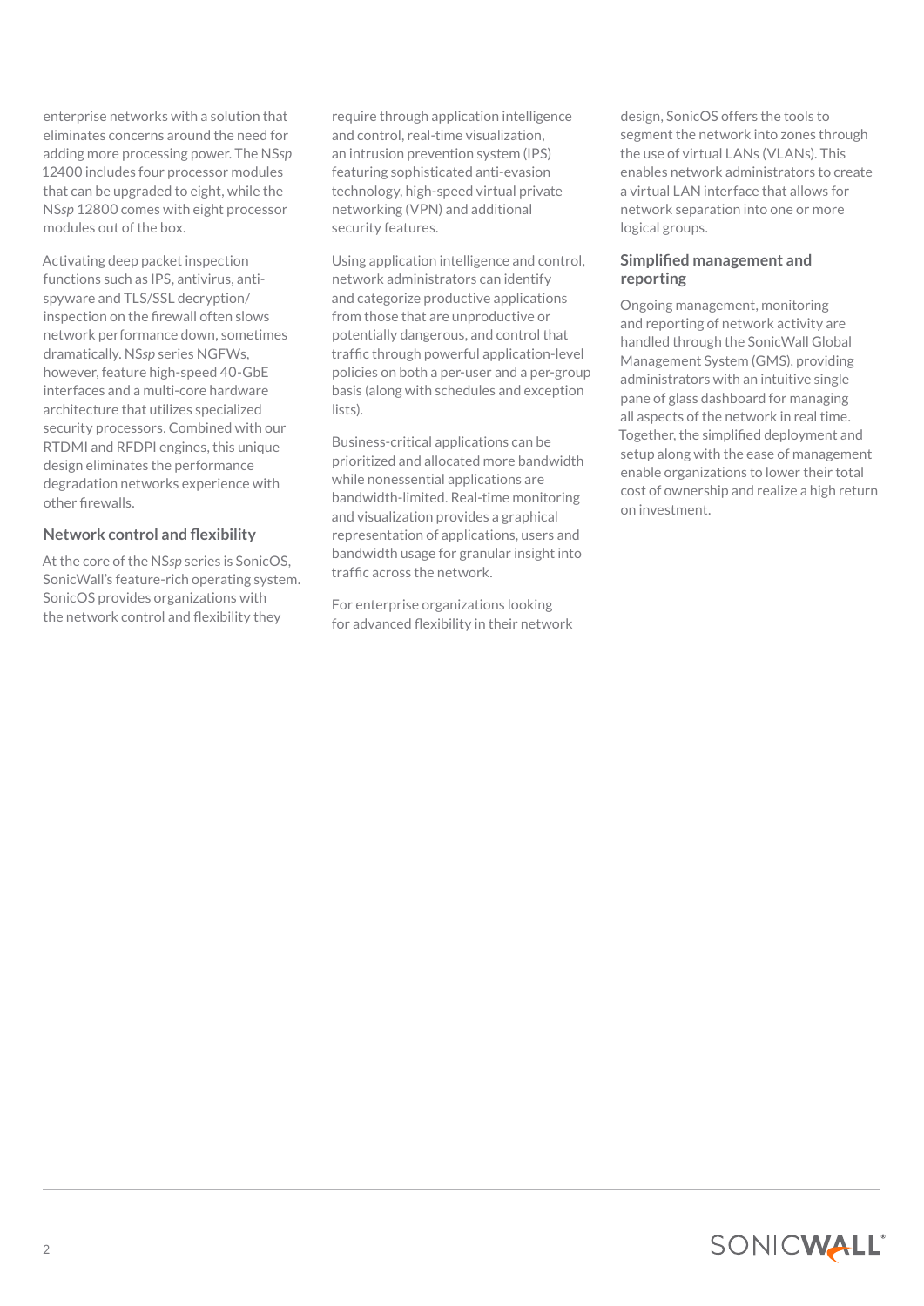enterprise networks with a solution that eliminates concerns around the need for adding more processing power. The NS*sp* 12400 includes four processor modules that can be upgraded to eight, while the NS*sp* 12800 comes with eight processor modules out of the box.

Activating deep packet inspection functions such as IPS, antivirus, anti-spyware and TLS/SSL decryption/inspection on the firewall often slows network performance down, sometimes dramatically. NS*sp* series NGFWs, however, feature high-speed 40-GbE interfaces and a multi-core hardware architecture that utilizes specialized security processors. Combined with our RTDMI and RFDPI engines, this unique design eliminates the performance degradation networks experience with other firewalls.

### Network control and flexibility

At the core of the NS*sp* series is SonicOS, SonicWall's feature-rich operating system. SonicOS provides organizations with the network control and flexibility they require through application intelligence and control, real-time visualization, an intrusion prevention system (IPS) featuring sophisticated anti-evasion technology, high-speed virtual private networking (VPN) and additional security features.

Using application intelligence and control, network administrators can identify and categorize productive applications from those that are unproductive or potentially dangerous, and control that traffic through powerful application-level policies on both a per-user and a per-group basis (along with schedules and exception lists).

Business-critical applications can be prioritized and allocated more bandwidth while nonessential applications are bandwidth-limited. Real-time monitoring and visualization provides a graphical representation of applications, users and bandwidth usage for granular insight into traffic across the network.

For enterprise organizations looking for advanced flexibility in their network design, SonicOS offers the tools to segment the network into zones through the use of virtual LANs (VLANs). This enables network administrators to create a virtual LAN interface that allows for network separation into one or more logical groups.

### Simplified management and reporting

Ongoing management, monitoring and reporting of network activity are handled through the SonicWall Global Management System (GMS), providing administrators with an intuitive single pane of glass dashboard for managing all aspects of the network in real time. Together, the simplified deployment and setup along with the ease of management enable organizations to lower their total cost of ownership and realize a high return on investment.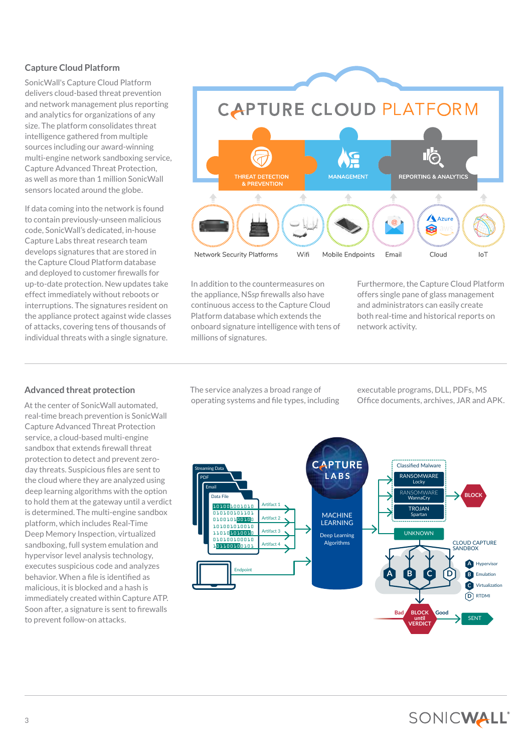## Capture Cloud Platform

SonicWall's Capture Cloud Platform delivers cloud-based threat prevention and network management plus reporting and analytics for organizations of any size. The platform consolidates threat intelligence gathered from multiple sources including our award-winning multi-engine network sandboxing service, Capture Advanced Threat Protection, as well as more than 1 million SonicWall sensors located around the globe.

If data coming into the network is found to contain previously-unseen malicious code, SonicWall's dedicated, in-house Capture Labs threat research team develops signatures that are stored in the Capture Cloud Platform database and deployed to customer firewalls for up-to-date protection. New updates take effect immediately without reboots or interruptions. The signatures resident on the appliance protect against wide classes of attacks, covering tens of thousands of individual threats with a single signature.

CAPTURE CLOUD PLATFORM

THREAT DETECTION & PREVENTION | MANAGEMENT | REPORTING & ANALYTICS

Network Security Platforms | Wifi | Mobile Endpoints | Email | Cloud | IoT

In addition to the countermeasures on the appliance, NS*sp* firewalls also have continuous access to the Capture Cloud Platform database which extends the onboard signature intelligence with tens of millions of signatures.

Furthermore, the Capture Cloud Platform offers single pane of glass management and administrators can easily create both real-time and historical reports on network activity.

## Advanced threat protection

At the center of SonicWall automated, real-time breach prevention is SonicWall Capture Advanced Threat Protection service, a cloud-based multi-engine sandbox that extends firewall threat protection to detect and prevent zero-day threats. Suspicious files are sent to the cloud where they are analyzed using deep learning algorithms with the option to hold them at the gateway until a verdict is determined. The multi-engine sandbox platform, which includes Real-Time Deep Memory Inspection, virtualized sandboxing, full system emulation and hypervisor level analysis technology, executes suspicious code and analyzes behavior. When a file is identified as malicious, it is blocked and a hash is immediately created within Capture ATP. Soon after, a signature is sent to firewalls to prevent follow-on attacks.

The service analyzes a broad range of operating systems and file types, including executable programs, DLL, PDFs, MS Office documents, archives, JAR and APK.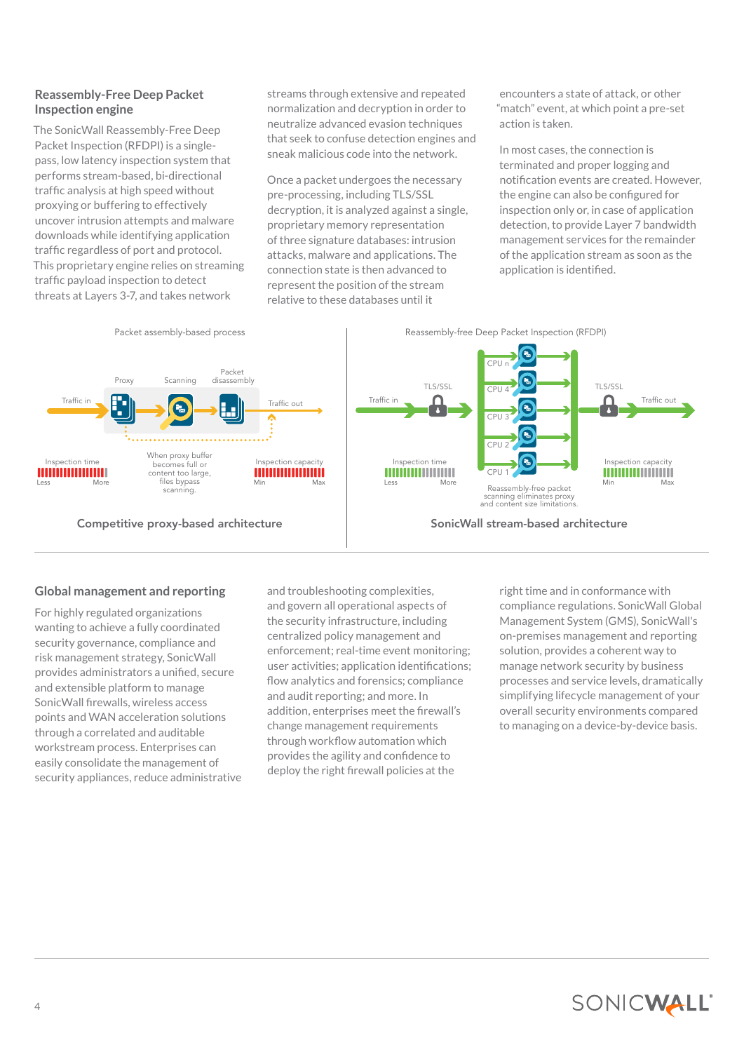## Reassembly-Free Deep Packet Inspection engine

The SonicWall Reassembly-Free Deep Packet Inspection (RFDPI) is a single-pass, low latency inspection system that performs stream-based, bi-directional traffic analysis at high speed without proxying or buffering to effectively uncover intrusion attempts and malware downloads while identifying application traffic regardless of port and protocol. This proprietary engine relies on streaming traffic payload inspection to detect threats at Layers 3-7, and takes network streams through extensive and repeated normalization and decryption in order to neutralize advanced evasion techniques that seek to confuse detection engines and sneak malicious code into the network.

Once a packet undergoes the necessary pre-processing, including TLS/SSL decryption, it is analyzed against a single, proprietary memory representation of three signature databases: intrusion attacks, malware and applications. The connection state is then advanced to represent the position of the stream relative to these databases until it encounters a state of attack, or other "match" event, at which point a pre-set action is taken.

In most cases, the connection is terminated and proper logging and notification events are created. However, the engine can also be configured for inspection only or, in case of application detection, to provide Layer 7 bandwidth management services for the remainder of the application stream as soon as the application is identified.

Packet assembly-based process

Proxy — Scanning — Packet disassembly

Traffic in — Traffic out

When proxy buffer becomes full or content too large, files bypass scanning.

Inspection time (Less — More) | Inspection capacity (Min — Max)

**Competitive proxy-based architecture**

Reassembly-free Deep Packet Inspection (RFDPI)

Traffic in — TLS/SSL — CPU 1, CPU 2, CPU 3, CPU 4, CPU n — TLS/SSL — Traffic out

Reassembly-free packet scanning eliminates proxy and content size limitations.

Inspection time (Less — More) | Inspection capacity (Min — Max)

**SonicWall stream-based architecture**

## Global management and reporting

For highly regulated organizations wanting to achieve a fully coordinated security governance, compliance and risk management strategy, SonicWall provides administrators a unified, secure and extensible platform to manage SonicWall firewalls, wireless access points and WAN acceleration solutions through a correlated and auditable workstream process. Enterprises can easily consolidate the management of security appliances, reduce administrative and troubleshooting complexities, and govern all operational aspects of the security infrastructure, including centralized policy management and enforcement; real-time event monitoring; user activities; application identifications; flow analytics and forensics; compliance and audit reporting; and more. In addition, enterprises meet the firewall's change management requirements through workflow automation which provides the agility and confidence to deploy the right firewall policies at the right time and in conformance with compliance regulations. SonicWall Global Management System (GMS), SonicWall's on-premises management and reporting solution, provides a coherent way to manage network security by business processes and service levels, dramatically simplifying lifecycle management of your overall security environments compared to managing on a device-by-device basis.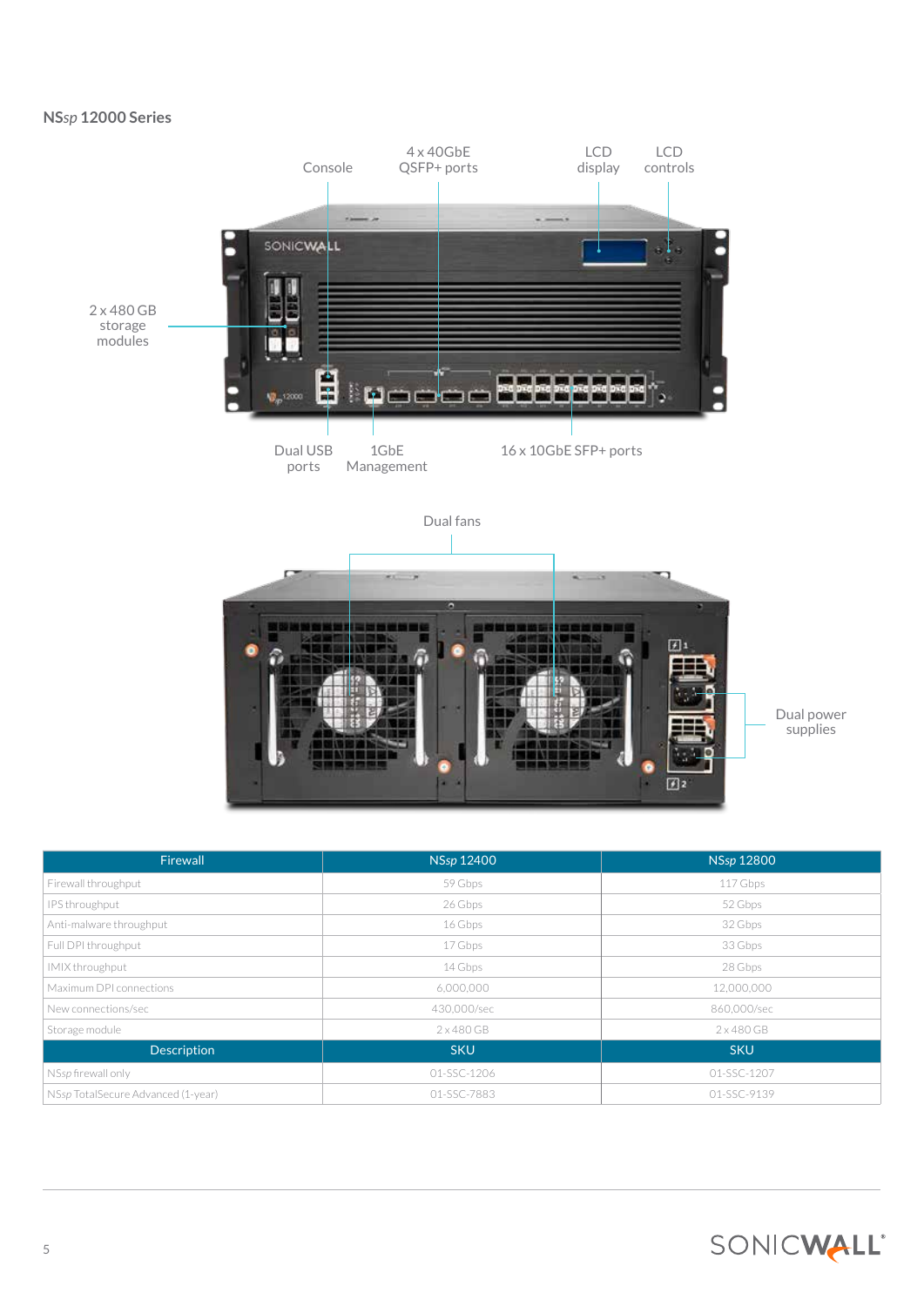## NS*sp* 12000 Series

Console

4 x 40GbE QSFP+ ports

LCD display

LCD controls

2 x 480 GB storage modules

Dual USB ports

1GbE Management

16 x 10GbE SFP+ ports

Dual fans

Dual power supplies

| Firewall | NS*sp* 12400 | NS*sp* 12800 |
|---|---|---|
| Firewall throughput | 59 Gbps | 117 Gbps |
| IPS throughput | 26 Gbps | 52 Gbps |
| Anti-malware throughput | 16 Gbps | 32 Gbps |
| Full DPI throughput | 17 Gbps | 33 Gbps |
| IMIX throughput | 14 Gbps | 28 Gbps |
| Maximum DPI connections | 6,000,000 | 12,000,000 |
| New connections/sec | 430,000/sec | 860,000/sec |
| Storage module | 2 x 480 GB | 2 x 480 GB |
| **Description** | **SKU** | **SKU** |
| NS*sp* firewall only | 01-SSC-1206 | 01-SSC-1207 |
| NS*sp* TotalSecure Advanced (1-year) | 01-SSC-7883 | 01-SSC-9139 |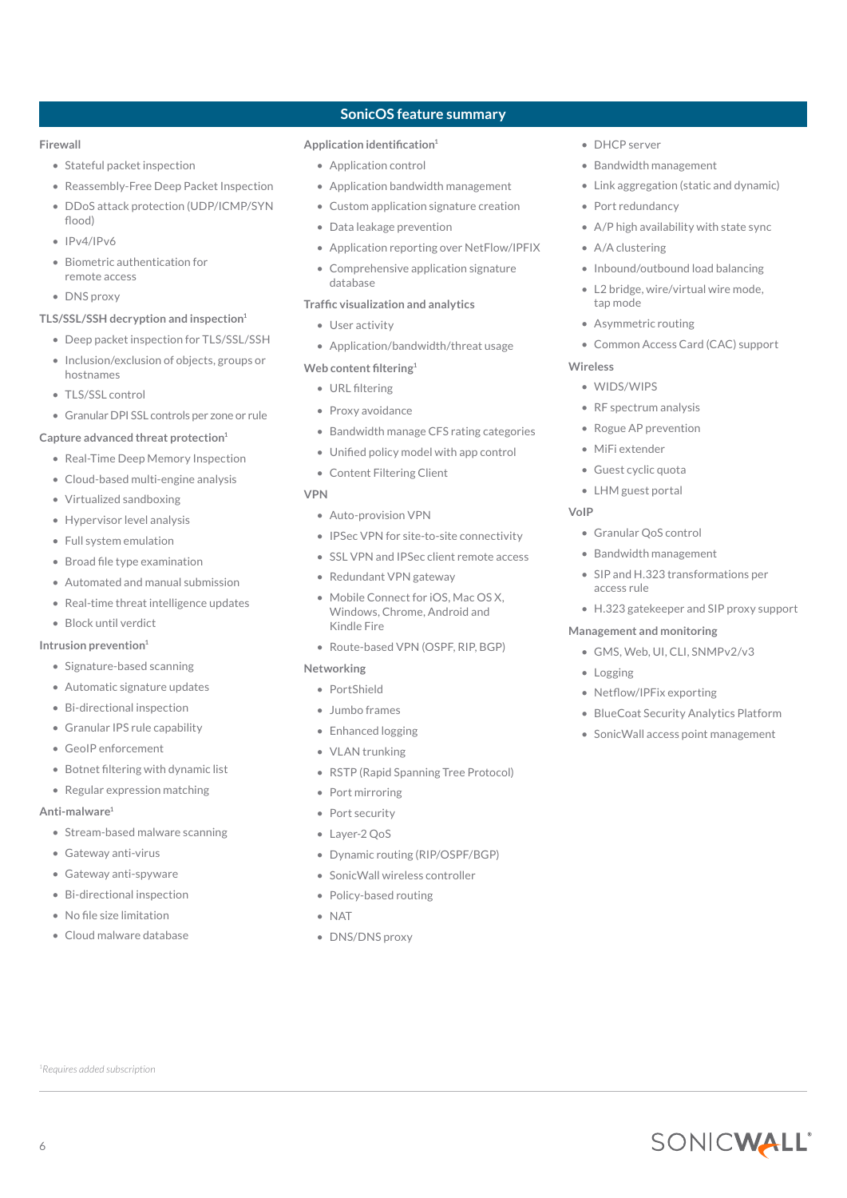## SonicOS feature summary

### Firewall

- Stateful packet inspection
- Reassembly-Free Deep Packet Inspection
- DDoS attack protection (UDP/ICMP/SYN flood)
- IPv4/IPv6
- Biometric authentication for remote access
- DNS proxy

### TLS/SSL/SSH decryption and inspection[1]

- Deep packet inspection for TLS/SSL/SSH
- Inclusion/exclusion of objects, groups or hostnames
- TLS/SSL control
- Granular DPI SSL controls per zone or rule

### Capture advanced threat protection[1]

- Real-Time Deep Memory Inspection
- Cloud-based multi-engine analysis
- Virtualized sandboxing
- Hypervisor level analysis
- Full system emulation
- Broad file type examination
- Automated and manual submission
- Real-time threat intelligence updates
- Block until verdict

### Intrusion prevention[1]

- Signature-based scanning
- Automatic signature updates
- Bi-directional inspection
- Granular IPS rule capability
- GeoIP enforcement
- Botnet filtering with dynamic list
- Regular expression matching

### Anti-malware[1]

- Stream-based malware scanning
- Gateway anti-virus
- Gateway anti-spyware
- Bi-directional inspection
- No file size limitation
- Cloud malware database

### Application identification[1]

- Application control
- Application bandwidth management
- Custom application signature creation
- Data leakage prevention
- Application reporting over NetFlow/IPFIX
- Comprehensive application signature database

### Traffic visualization and analytics

- User activity
- Application/bandwidth/threat usage

### Web content filtering[1]

- URL filtering
- Proxy avoidance
- Bandwidth manage CFS rating categories
- Unified policy model with app control
- Content Filtering Client

### VPN

- Auto-provision VPN
- IPSec VPN for site-to-site connectivity
- SSL VPN and IPSec client remote access
- Redundant VPN gateway
- Mobile Connect for iOS, Mac OS X, Windows, Chrome, Android and Kindle Fire
- Route-based VPN (OSPF, RIP, BGP)

### Networking

- PortShield
- Jumbo frames
- Enhanced logging
- VLAN trunking
- RSTP (Rapid Spanning Tree Protocol)
- Port mirroring
- Port security
- Layer-2 QoS
- Dynamic routing (RIP/OSPF/BGP)
- SonicWall wireless controller
- Policy-based routing
- NAT
- DNS/DNS proxy
- DHCP server
- Bandwidth management
- Link aggregation (static and dynamic)
- Port redundancy
- A/P high availability with state sync
- A/A clustering
- Inbound/outbound load balancing
- L2 bridge, wire/virtual wire mode, tap mode
- Asymmetric routing
- Common Access Card (CAC) support

### Wireless

- WIDS/WIPS
- RF spectrum analysis
- Rogue AP prevention
- MiFi extender
- Guest cyclic quota
- LHM guest portal

### VoIP

- Granular QoS control
- Bandwidth management
- SIP and H.323 transformations per access rule
- H.323 gatekeeper and SIP proxy support

### Management and monitoring

- GMS, Web, UI, CLI, SNMPv2/v3
- Logging
- Netflow/IPFix exporting
- BlueCoat Security Analytics Platform
- SonicWall access point management

*[1]Requires added subscription*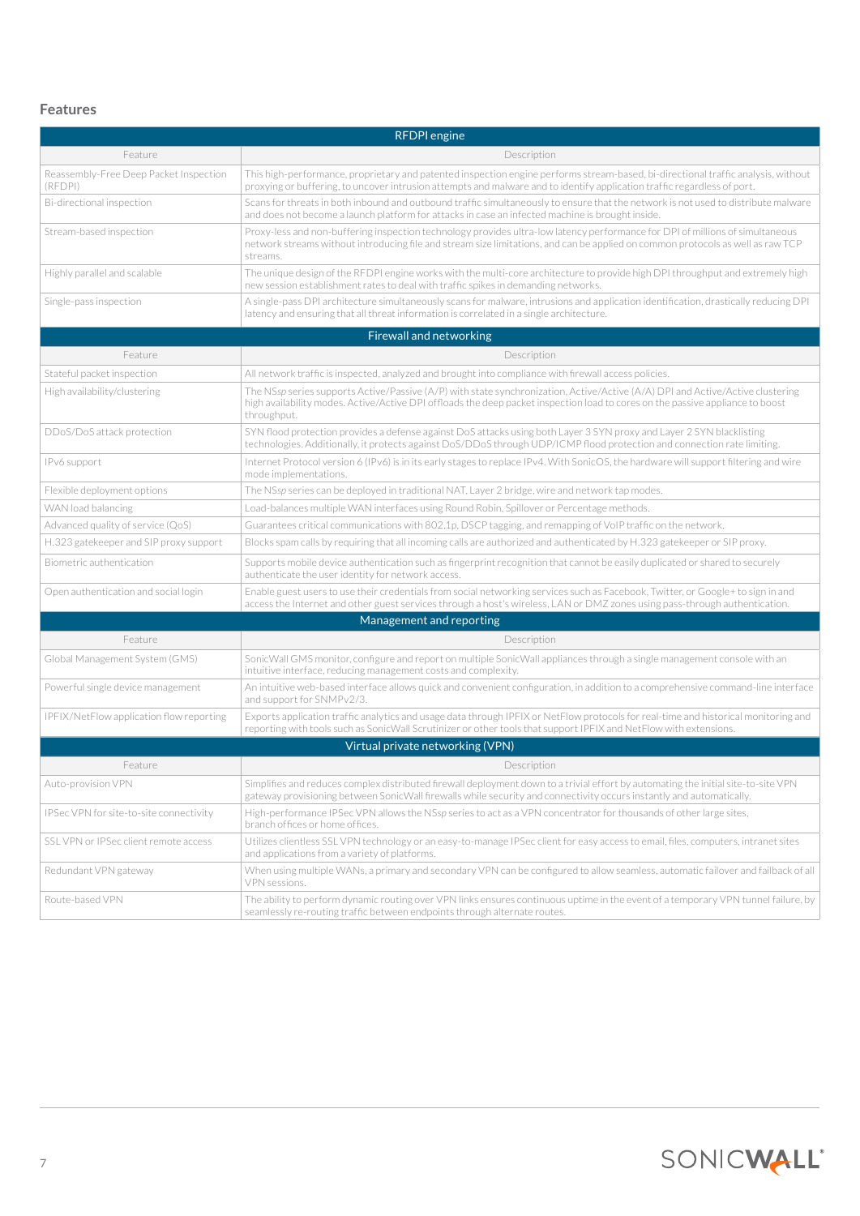## Features

| RFDPI engine | |
|---|---|
| Feature | Description |
| Reassembly-Free Deep Packet Inspection (RFDPI) | This high-performance, proprietary and patented inspection engine performs stream-based, bi-directional traffic analysis, without proxying or buffering, to uncover intrusion attempts and malware and to identify application traffic regardless of port. |
| Bi-directional inspection | Scans for threats in both inbound and outbound traffic simultaneously to ensure that the network is not used to distribute malware and does not become a launch platform for attacks in case an infected machine is brought inside. |
| Stream-based inspection | Proxy-less and non-buffering inspection technology provides ultra-low latency performance for DPI of millions of simultaneous network streams without introducing file and stream size limitations, and can be applied on common protocols as well as raw TCP streams. |
| Highly parallel and scalable | The unique design of the RFDPI engine works with the multi-core architecture to provide high DPI throughput and extremely high new session establishment rates to deal with traffic spikes in demanding networks. |
| Single-pass inspection | A single-pass DPI architecture simultaneously scans for malware, intrusions and application identification, drastically reducing DPI latency and ensuring that all threat information is correlated in a single architecture. |

| Firewall and networking | |
|---|---|
| Feature | Description |
| Stateful packet inspection | All network traffic is inspected, analyzed and brought into compliance with firewall access policies. |
| High availability/clustering | The NS*sp* series supports Active/Passive (A/P) with state synchronization, Active/Active (A/A) DPI and Active/Active clustering high availability modes. Active/Active DPI offloads the deep packet inspection load to cores on the passive appliance to boost throughput. |
| DDoS/DoS attack protection | SYN flood protection provides a defense against DoS attacks using both Layer 3 SYN proxy and Layer 2 SYN blacklisting technologies. Additionally, it protects against DoS/DDoS through UDP/ICMP flood protection and connection rate limiting. |
| IPv6 support | Internet Protocol version 6 (IPv6) is in its early stages to replace IPv4. With SonicOS, the hardware will support filtering and wire mode implementations. |
| Flexible deployment options | The NS*sp* series can be deployed in traditional NAT, Layer 2 bridge, wire and network tap modes. |
| WAN load balancing | Load-balances multiple WAN interfaces using Round Robin, Spillover or Percentage methods. |
| Advanced quality of service (QoS) | Guarantees critical communications with 802.1p, DSCP tagging, and remapping of VoIP traffic on the network. |
| H.323 gatekeeper and SIP proxy support | Blocks spam calls by requiring that all incoming calls are authorized and authenticated by H.323 gatekeeper or SIP proxy. |
| Biometric authentication | Supports mobile device authentication such as fingerprint recognition that cannot be easily duplicated or shared to securely authenticate the user identity for network access. |
| Open authentication and social login | Enable guest users to use their credentials from social networking services such as Facebook, Twitter, or Google+ to sign in and access the Internet and other guest services through a host's wireless, LAN or DMZ zones using pass-through authentication. |

| Management and reporting | |
|---|---|
| Feature | Description |
| Global Management System (GMS) | SonicWall GMS monitor, configure and report on multiple SonicWall appliances through a single management console with an intuitive interface, reducing management costs and complexity. |
| Powerful single device management | An intuitive web-based interface allows quick and convenient configuration, in addition to a comprehensive command-line interface and support for SNMPv2/3. |
| IPFIX/NetFlow application flow reporting | Exports application traffic analytics and usage data through IPFIX or NetFlow protocols for real-time and historical monitoring and reporting with tools such as SonicWall Scrutinizer or other tools that support IPFIX and NetFlow with extensions. |

| Virtual private networking (VPN) | |
|---|---|
| Feature | Description |
| Auto-provision VPN | Simplifies and reduces complex distributed firewall deployment down to a trivial effort by automating the initial site-to-site VPN gateway provisioning between SonicWall firewalls while security and connectivity occurs instantly and automatically. |
| IPSec VPN for site-to-site connectivity | High-performance IPSec VPN allows the NS*sp* series to act as a VPN concentrator for thousands of other large sites, branch offices or home offices. |
| SSL VPN or IPSec client remote access | Utilizes clientless SSL VPN technology or an easy-to-manage IPSec client for easy access to email, files, computers, intranet sites and applications from a variety of platforms. |
| Redundant VPN gateway | When using multiple WANs, a primary and secondary VPN can be configured to allow seamless, automatic failover and failback of all VPN sessions. |
| Route-based VPN | The ability to perform dynamic routing over VPN links ensures continuous uptime in the event of a temporary VPN tunnel failure, by seamlessly re-routing traffic between endpoints through alternate routes. |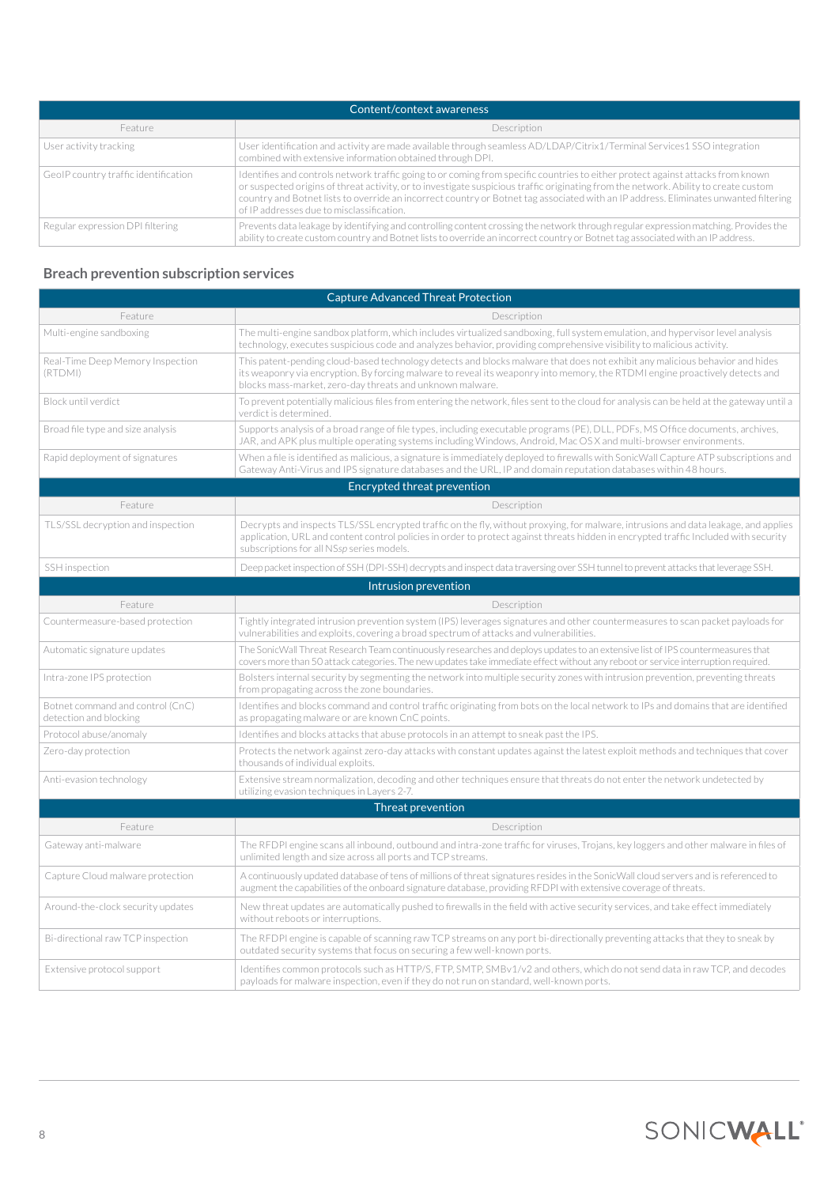| Content/context awareness | |
|---|---|
| Feature | Description |
| User activity tracking | User identification and activity are made available through seamless AD/LDAP/Citrix1/Terminal Services1 SSO integration combined with extensive information obtained through DPI. |
| GeoIP country traffic identification | Identifies and controls network traffic going to or coming from specific countries to either protect against attacks from known or suspected origins of threat activity, or to investigate suspicious traffic originating from the network. Ability to create custom country and Botnet lists to override an incorrect country or Botnet tag associated with an IP address. Eliminates unwanted filtering of IP addresses due to misclassification. |
| Regular expression DPI filtering | Prevents data leakage by identifying and controlling content crossing the network through regular expression matching. Provides the ability to create custom country and Botnet lists to override an incorrect country or Botnet tag associated with an IP address. |

## Breach prevention subscription services

| Capture Advanced Threat Protection | |
|---|---|
| Feature | Description |
| Multi-engine sandboxing | The multi-engine sandbox platform, which includes virtualized sandboxing, full system emulation, and hypervisor level analysis technology, executes suspicious code and analyzes behavior, providing comprehensive visibility to malicious activity. |
| Real-Time Deep Memory Inspection (RTDMI) | This patent-pending cloud-based technology detects and blocks malware that does not exhibit any malicious behavior and hides its weaponry via encryption. By forcing malware to reveal its weaponry into memory, the RTDMI engine proactively detects and blocks mass-market, zero-day threats and unknown malware. |
| Block until verdict | To prevent potentially malicious files from entering the network, files sent to the cloud for analysis can be held at the gateway until a verdict is determined. |
| Broad file type and size analysis | Supports analysis of a broad range of file types, including executable programs (PE), DLL, PDFs, MS Office documents, archives, JAR, and APK plus multiple operating systems including Windows, Android, Mac OS X and multi-browser environments. |
| Rapid deployment of signatures | When a file is identified as malicious, a signature is immediately deployed to firewalls with SonicWall Capture ATP subscriptions and Gateway Anti-Virus and IPS signature databases and the URL, IP and domain reputation databases within 48 hours. |
| **Encrypted threat prevention** | |
| Feature | Description |
| TLS/SSL decryption and inspection | Decrypts and inspects TLS/SSL encrypted traffic on the fly, without proxying, for malware, intrusions and data leakage, and applies application, URL and content control policies in order to protect against threats hidden in encrypted traffic Included with security subscriptions for all NS*sp* series models. |
| SSH inspection | Deep packet inspection of SSH (DPI-SSH) decrypts and inspect data traversing over SSH tunnel to prevent attacks that leverage SSH. |
| **Intrusion prevention** | |
| Feature | Description |
| Countermeasure-based protection | Tightly integrated intrusion prevention system (IPS) leverages signatures and other countermeasures to scan packet payloads for vulnerabilities and exploits, covering a broad spectrum of attacks and vulnerabilities. |
| Automatic signature updates | The SonicWall Threat Research Team continuously researches and deploys updates to an extensive list of IPS countermeasures that covers more than 50 attack categories. The new updates take immediate effect without any reboot or service interruption required. |
| Intra-zone IPS protection | Bolsters internal security by segmenting the network into multiple security zones with intrusion prevention, preventing threats from propagating across the zone boundaries. |
| Botnet command and control (CnC) detection and blocking | Identifies and blocks command and control traffic originating from bots on the local network to IPs and domains that are identified as propagating malware or are known CnC points. |
| Protocol abuse/anomaly | Identifies and blocks attacks that abuse protocols in an attempt to sneak past the IPS. |
| Zero-day protection | Protects the network against zero-day attacks with constant updates against the latest exploit methods and techniques that cover thousands of individual exploits. |
| Anti-evasion technology | Extensive stream normalization, decoding and other techniques ensure that threats do not enter the network undetected by utilizing evasion techniques in Layers 2-7. |
| **Threat prevention** | |
| Feature | Description |
| Gateway anti-malware | The RFDPI engine scans all inbound, outbound and intra-zone traffic for viruses, Trojans, key loggers and other malware in files of unlimited length and size across all ports and TCP streams. |
| Capture Cloud malware protection | A continuously updated database of tens of millions of threat signatures resides in the SonicWall cloud servers and is referenced to augment the capabilities of the onboard signature database, providing RFDPI with extensive coverage of threats. |
| Around-the-clock security updates | New threat updates are automatically pushed to firewalls in the field with active security services, and take effect immediately without reboots or interruptions. |
| Bi-directional raw TCP inspection | The RFDPI engine is capable of scanning raw TCP streams on any port bi-directionally preventing attacks that they to sneak by outdated security systems that focus on securing a few well-known ports. |
| Extensive protocol support | Identifies common protocols such as HTTP/S, FTP, SMTP, SMBv1/v2 and others, which do not send data in raw TCP, and decodes payloads for malware inspection, even if they do not run on standard, well-known ports. |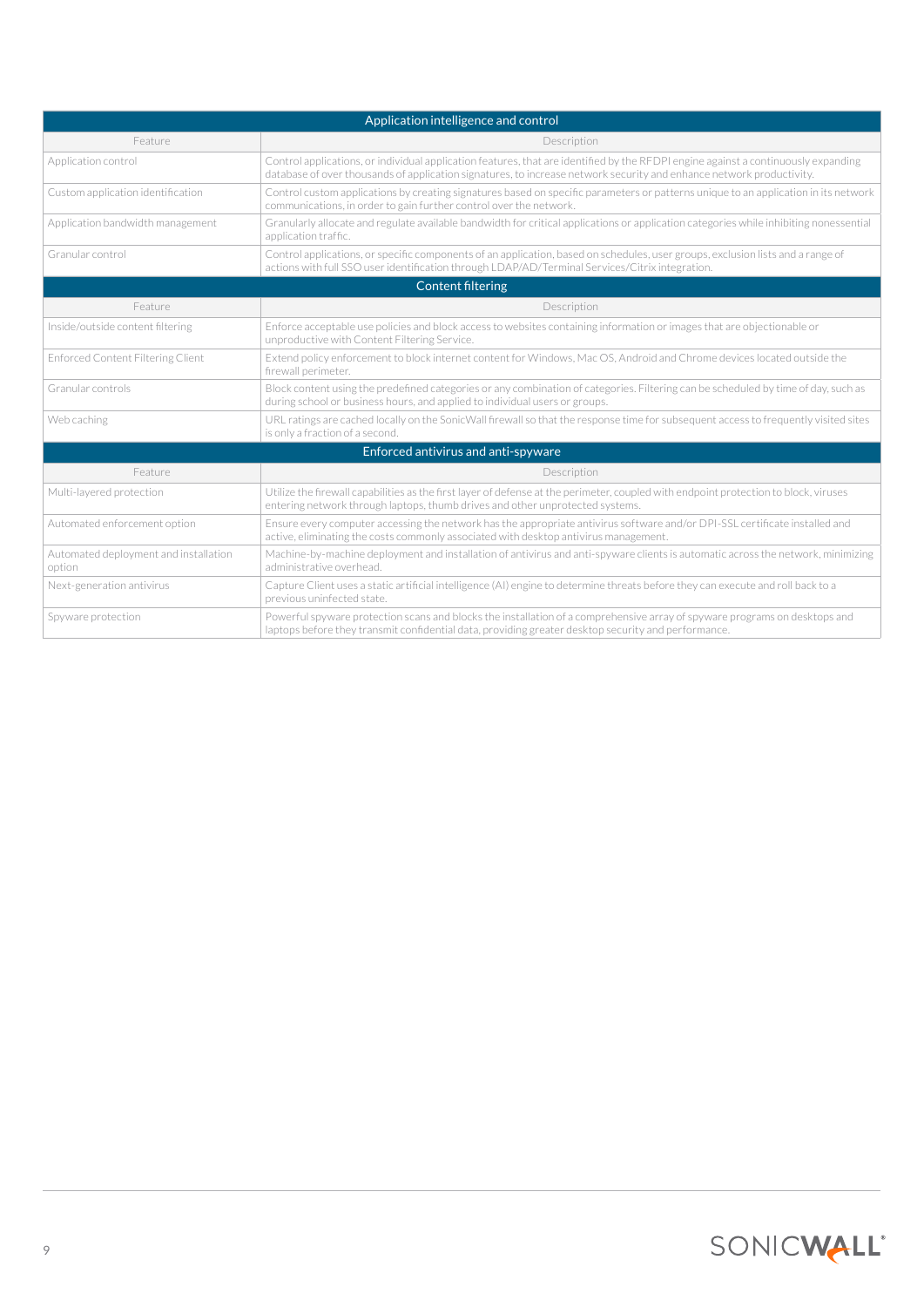| Application intelligence and control | |
|---|---|
| Feature | Description |
| Application control | Control applications, or individual application features, that are identified by the RFDPI engine against a continuously expanding database of over thousands of application signatures, to increase network security and enhance network productivity. |
| Custom application identification | Control custom applications by creating signatures based on specific parameters or patterns unique to an application in its network communications, in order to gain further control over the network. |
| Application bandwidth management | Granularly allocate and regulate available bandwidth for critical applications or application categories while inhibiting nonessential application traffic. |
| Granular control | Control applications, or specific components of an application, based on schedules, user groups, exclusion lists and a range of actions with full SSO user identification through LDAP/AD/Terminal Services/Citrix integration. |

| Content filtering | |
|---|---|
| Feature | Description |
| Inside/outside content filtering | Enforce acceptable use policies and block access to websites containing information or images that are objectionable or unproductive with Content Filtering Service. |
| Enforced Content Filtering Client | Extend policy enforcement to block internet content for Windows, Mac OS, Android and Chrome devices located outside the firewall perimeter. |
| Granular controls | Block content using the predefined categories or any combination of categories. Filtering can be scheduled by time of day, such as during school or business hours, and applied to individual users or groups. |
| Web caching | URL ratings are cached locally on the SonicWall firewall so that the response time for subsequent access to frequently visited sites is only a fraction of a second. |

| Enforced antivirus and anti-spyware | |
|---|---|
| Feature | Description |
| Multi-layered protection | Utilize the firewall capabilities as the first layer of defense at the perimeter, coupled with endpoint protection to block, viruses entering network through laptops, thumb drives and other unprotected systems. |
| Automated enforcement option | Ensure every computer accessing the network has the appropriate antivirus software and/or DPI-SSL certificate installed and active, eliminating the costs commonly associated with desktop antivirus management. |
| Automated deployment and installation option | Machine-by-machine deployment and installation of antivirus and anti-spyware clients is automatic across the network, minimizing administrative overhead. |
| Next-generation antivirus | Capture Client uses a static artificial intelligence (AI) engine to determine threats before they can execute and roll back to a previous uninfected state. |
| Spyware protection | Powerful spyware protection scans and blocks the installation of a comprehensive array of spyware programs on desktops and laptops before they transmit confidential data, providing greater desktop security and performance. |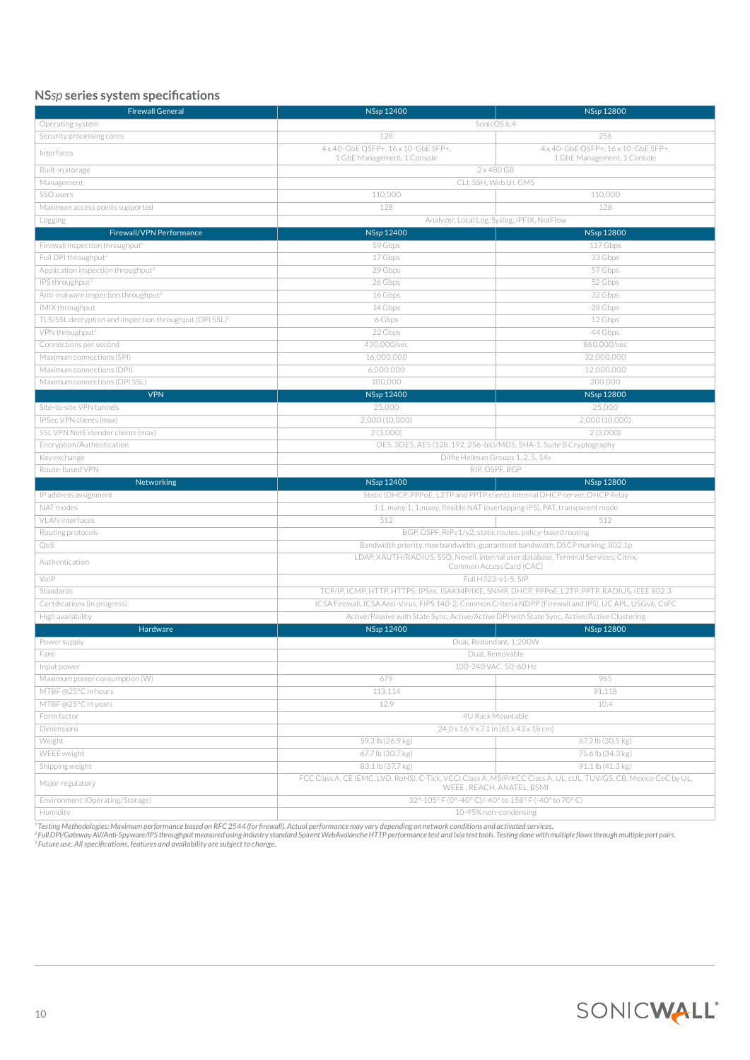## NS*sp* series system specifications

| Firewall General | NS*sp* 12400 | NS*sp* 12800 |
|---|---|---|
| Operating system | SonicOS 6.4 | |
| Security processing cores | 128 | 256 |
| Interfaces | 4 x 40-GbE QSFP+, 16 x 10-GbE SFP+, 1 GbE Management, 1 Console | 4 x 40-GbE QSFP+, 16 x 10-GbE SFP+, 1 GbE Management, 1 Console |
| Built-in storage | 2 x 480 GB | |
| Management | CLI, SSH, Web UI, GMS | |
| SSO users | 110,000 | 110,000 |
| Maximum access points supported | 128 | 128 |
| Logging | Analyzer, Local Log, Syslog, IPFIX, NetFlow | |
| **Firewall/VPN Performance** | **NS*sp* 12400** | **NS*sp* 12800** |
| Firewall inspection throughput[1] | 59 Gbps | 117 Gbps |
| Full DPI throughput[2] | 17 Gbps | 33 Gbps |
| Application inspection throughput[2] | 29 Gbps | 57 Gbps |
| IPS throughput[2] | 26 Gbps | 52 Gbps |
| Anti-malware inspection throughput[2] | 16 Gbps | 32 Gbps |
| IMIX throughput | 14 Gbps | 28 Gbps |
| TLS/SSL decryption and inspection throughput (DPI SSL)[2] | 6 Gbps | 12 Gbps |
| VPN throughput[3] | 22 Gbps | 44 Gbps |
| Connections per second | 430,000/sec | 860,000/sec |
| Maximum connections (SPI) | 16,000,000 | 32,000,000 |
| Maximum connections (DPI) | 6,000,000 | 12,000,000 |
| Maximum connections (DPI SSL) | 100,000 | 200,000 |
| **VPN** | **NS*sp* 12400** | **NS*sp* 12800** |
| Site-to-site VPN tunnels | 25,000 | 25,000 |
| IPSec VPN clients (max) | 2,000 (10,000) | 2,000 (10,000) |
| SSL VPN NetExtender clients (max) | 2 (3,000) | 2 (3,000) |
| Encryption/Authentication | DES, 3DES, AES (128, 192, 256-bit)/MD5, SHA-1, Suite B Cryptography | |
| Key exchange | Diffie Hellman Groups 1, 2, 5, 14v | |
| Route-based VPN | RIP, OSPF, BGP | |
| **Networking** | **NS*sp* 12400** | **NS*sp* 12800** |
| IP address assignment | Static (DHCP, PPPoE, L2TP and PPTP client), Internal DHCP server, DHCP Relay | |
| NAT modes | 1:1, many:1, 1:many, flexible NAT (overlapping IPS), PAT, transparent mode | |
| VLAN interfaces | 512 | 512 |
| Routing protocols | BGP, OSPF, RIPv1/v2, static routes, policy-based routing | |
| QoS | Bandwidth priority, max bandwidth, guaranteed bandwidth, DSCP marking, 802.1p | |
| Authentication | LDAP, XAUTH/RADIUS, SSO, Novell, internal user database, Terminal Services, Citrix, Common Access Card (CAC) | |
| VoIP | Full H323-v1-5, SIP | |
| Standards | TCP/IP, ICMP, HTTP, HTTPS, IPSec, ISAKMP/IKE, SNMP, DHCP, PPPoE, L2TP, PPTP, RADIUS, IEEE 802.3 | |
| Certifications (in progress) | ICSA Firewall, ICSA Anti-Virus, FIPS 140-2, Common Criteria NDPP (Firewall and IPS), UC APL, USGv6, CsFC | |
| High availability | Active/Passive with State Sync, Active/Active DPI with State Sync, Active/Active Clustering | |
| **Hardware** | **NS*sp* 12400** | **NS*sp* 12800** |
| Power supply | Dual, Redundant, 1,200W | |
| Fans | Dual, Removable | |
| Input power | 100-240 VAC, 50-60 Hz | |
| Maximum power consumption (W) | 679 | 965 |
| MTBF @25°C in hours | 113,114 | 91,118 |
| MTBF @25°C in years | 12.9 | 10.4 |
| Form factor | 4U Rack Mountable | |
| Dimensions | 24.0 x 16.9 x 7.1 in (61 x 43 x 18 cm) | |
| Weight | 59.3 lb (26.9 kg) | 67.2 lb (30.5 kg) |
| WEEE weight | 67.7 lb (30.7 kg) | 75.6 lb (34.3 kg) |
| Shipping weight | 83.1 lb (37.7 kg) | 91.1 lb (41.3 kg) |
| Major regulatory | FCC Class A, CE (EMC, LVD, RoHS), C-Tick, VCCI Class A, MSIP/KCC Class A, UL, cUL, TUV/GS, CB, Mexico CoC by UL, WEEE , REACH, ANATEL, BSMI | |
| Environment (Operating/Storage) | 32°-105° F (0°-40° C)/-40° to 158° F (-40° to 70° C) | |
| Humidity | 10-95% non-condensing | |

*[1] Testing Methodologies: Maximum performance based on RFC 2544 (for firewall). Actual performance may vary depending on network conditions and activated services.*
*[2] Full DPI/Gateway AV/Anti-Spyware/IPS throughput measured using industry standard Spirent WebAvalanche HTTP performance test and Ixia test tools. Testing done with multiple flows through multiple port pairs.*
*[3] Future use. All specifications, features and availability are subject to change.*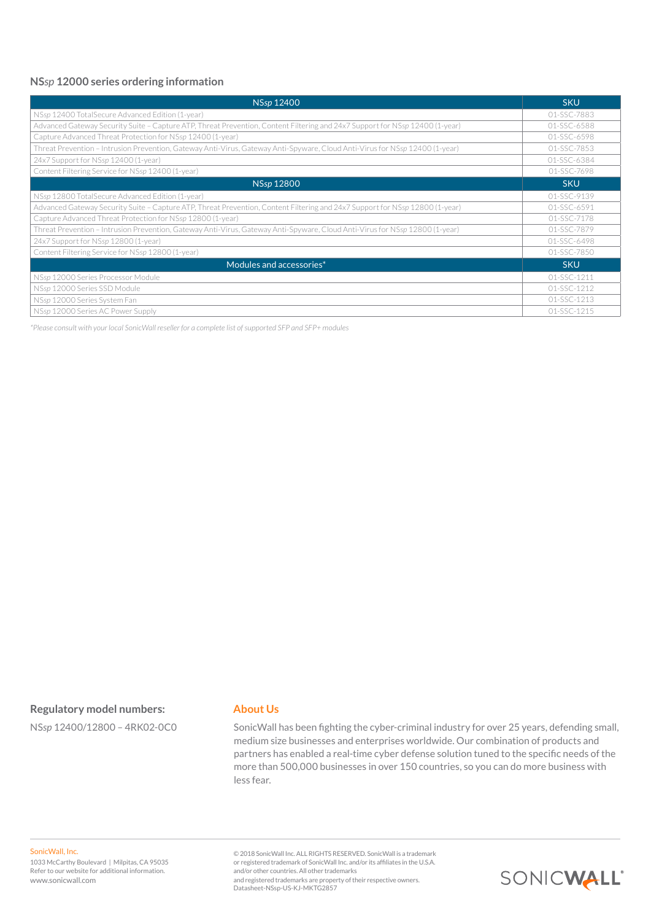### NS*sp* 12000 series ordering information

| NS*sp* 12400 | SKU |
|---|---|
| NS*sp* 12400 TotalSecure Advanced Edition (1-year) | 01-SSC-7883 |
| Advanced Gateway Security Suite – Capture ATP, Threat Prevention, Content Filtering and 24x7 Support for NS*sp* 12400 (1-year) | 01-SSC-6588 |
| Capture Advanced Threat Protection for NS*sp* 12400 (1-year) | 01-SSC-6598 |
| Threat Prevention – Intrusion Prevention, Gateway Anti-Virus, Gateway Anti-Spyware, Cloud Anti-Virus for NS*sp* 12400 (1-year) | 01-SSC-7853 |
| 24x7 Support for NS*sp* 12400 (1-year) | 01-SSC-6384 |
| Content Filtering Service for NS*sp* 12400 (1-year) | 01-SSC-7698 |
| **NS*sp* 12800** | **SKU** |
| NS*sp* 12800 TotalSecure Advanced Edition (1-year) | 01-SSC-9139 |
| Advanced Gateway Security Suite – Capture ATP, Threat Prevention, Content Filtering and 24x7 Support for NS*sp* 12800 (1-year) | 01-SSC-6591 |
| Capture Advanced Threat Protection for NS*sp* 12800 (1-year) | 01-SSC-7178 |
| Threat Prevention – Intrusion Prevention, Gateway Anti-Virus, Gateway Anti-Spyware, Cloud Anti-Virus for NS*sp* 12800 (1-year) | 01-SSC-7879 |
| 24x7 Support for NS*sp* 12800 (1-year) | 01-SSC-6498 |
| Content Filtering Service for NS*sp* 12800 (1-year) | 01-SSC-7850 |
| **Modules and accessories*** | **SKU** |
| NS*sp* 12000 Series Processor Module | 01-SSC-1211 |
| NS*sp* 12000 Series SSD Module | 01-SSC-1212 |
| NS*sp* 12000 Series System Fan | 01-SSC-1213 |
| NS*sp* 12000 Series AC Power Supply | 01-SSC-1215 |

*\*Please consult with your local SonicWall reseller for a complete list of supported SFP and SFP+ modules*

### Regulatory model numbers:

NS*sp* 12400/12800 – 4RK02-0C0

### About Us

SonicWall has been fighting the cyber-criminal industry for over 25 years, defending small, medium size businesses and enterprises worldwide. Our combination of products and partners has enabled a real-time cyber defense solution tuned to the specific needs of the more than 500,000 businesses in over 150 countries, so you can do more business with less fear.

SonicWall, Inc.
1033 McCarthy Boulevard | Milpitas, CA 95035
Refer to our website for additional information.
www.sonicwall.com

© 2018 SonicWall Inc. ALL RIGHTS RESERVED. SonicWall is a trademark or registered trademark of SonicWall Inc. and/or its affiliates in the U.S.A. and/or other countries. All other trademarks and registered trademarks are property of their respective owners.
Datasheet-NSsp-US-KJ-MKTG2857

SONICWALL®